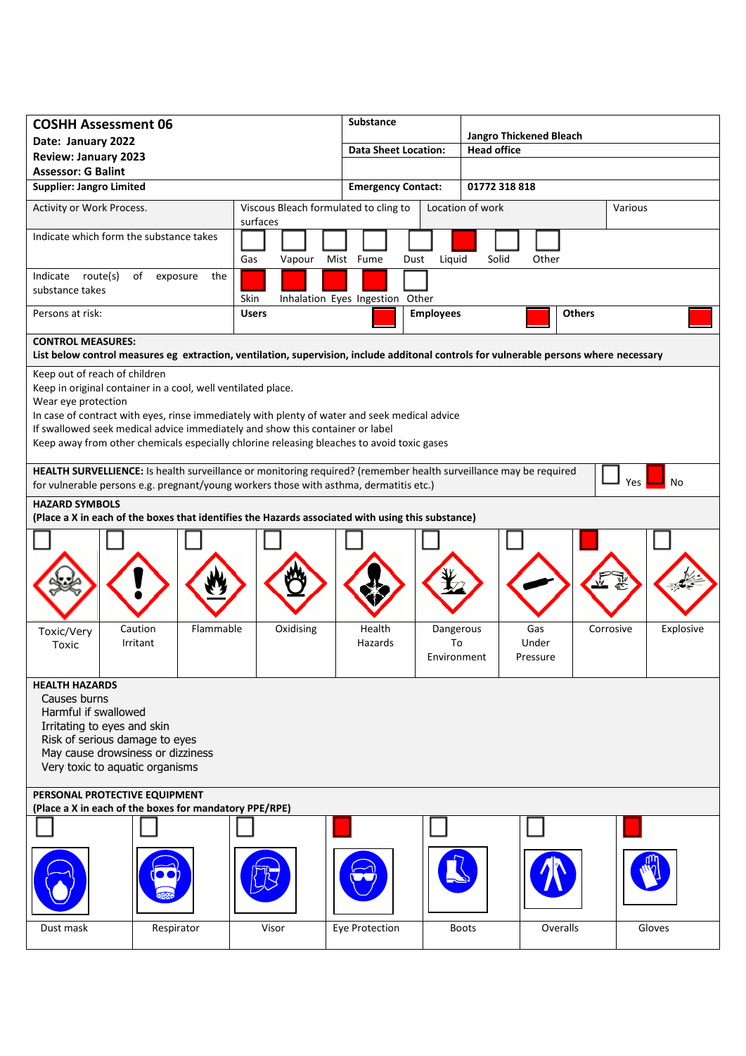| **COSHH Assessment 06**<br>**Date: January 2022**<br>**Review: January 2023**<br>**Assessor: G Balint** | **Substance** | **Jangro Thickened Bleach** |
|---|---|---|
| | **Data Sheet Location:** | **Head office** |
| **Supplier: Jangro Limited** | **Emergency Contact:** | **01772 318 818** |

| Activity or Work Process. | Viscous Bleach formulated to cling to surfaces | Location of work | Various |
|---|---|---|---|

**Indicate which form the substance takes**

| Gas | Vapour | Mist | Fume | Dust | Liquid | Solid | Other |
|---|---|---|---|---|---|---|---|
| | | | | | X | | |

**Indicate route(s) of exposure the substance takes**

| Skin | Inhalation | Eyes | Ingestion | Other |
|---|---|---|---|---|
| X | X | X | X | |

**Persons at risk:**

| Users | Employees | Others |
|---|---|---|
| X | X | X |

**CONTROL MEASURES:**
**List below control measures eg extraction, ventilation, supervision, include additonal controls for vulnerable persons where necessary**

Keep out of reach of children
Keep in original container in a cool, well ventilated place.
Wear eye protection
In case of contract with eyes, rinse immediately with plenty of water and seek medical advice
If swallowed seek medical advice immediately and show this container or label
Keep away from other chemicals especially chlorine releasing bleaches to avoid toxic gases

**HEALTH SURVELLIENCE:** Is health surveillance or monitoring required? (remember health surveillance may be required for vulnerable persons e.g. pregnant/young workers those with asthma, dermatitis etc.)

| Yes | No |
|---|---|
| | X |

**HAZARD SYMBOLS**
**(Place a X in each of the boxes that identifies the Hazards associated with using this substance)**

| Toxic/Very Toxic | Caution Irritant | Flammable | Oxidising | Health Hazards | Dangerous To Environment | Gas Under Pressure | Corrosive | Explosive |
|---|---|---|---|---|---|---|---|---|
| | | | | | | | X | |

**HEALTH HAZARDS**

Causes burns
Harmful if swallowed
Irritating to eyes and skin
Risk of serious damage to eyes
May cause drowsiness or dizziness
Very toxic to aquatic organisms

**PERSONAL PROTECTIVE EQUIPMENT**
**(Place a X in each of the boxes for mandatory PPE/RPE)**

| Dust mask | Respirator | Visor | Eye Protection | Boots | Overalls | Gloves |
|---|---|---|---|---|---|---|
| | | | X | | | X |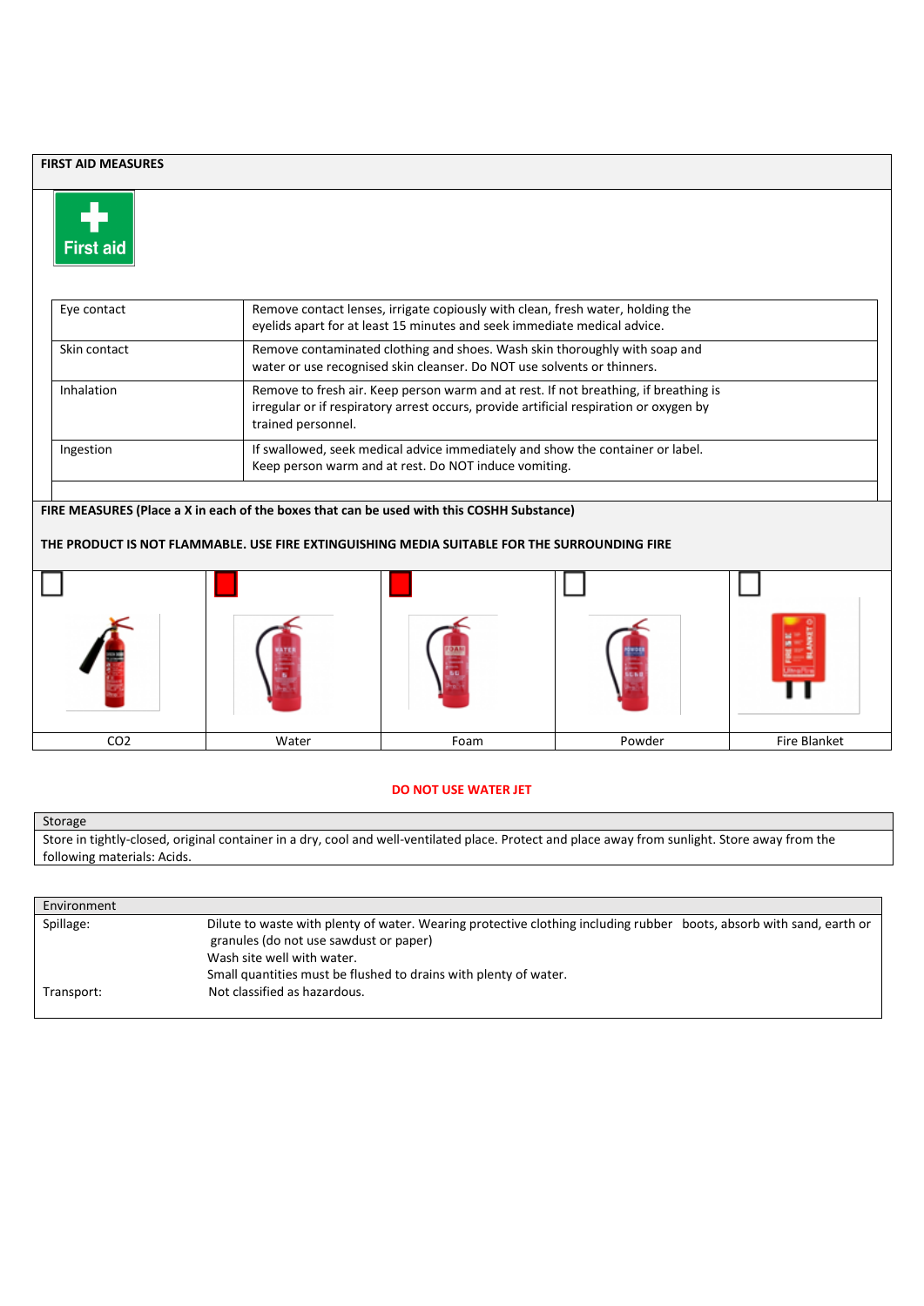## FIRST AID MEASURES

First aid

| | |
|---|---|
| Eye contact | Remove contact lenses, irrigate copiously with clean, fresh water, holding the eyelids apart for at least 15 minutes and seek immediate medical advice. |
| Skin contact | Remove contaminated clothing and shoes. Wash skin thoroughly with soap and water or use recognised skin cleanser. Do NOT use solvents or thinners. |
| Inhalation | Remove to fresh air. Keep person warm and at rest. If not breathing, if breathing is irregular or if respiratory arrest occurs, provide artificial respiration or oxygen by trained personnel. |
| Ingestion | If swallowed, seek medical advice immediately and show the container or label. Keep person warm and at rest. Do NOT induce vomiting. |

## FIRE MEASURES (Place a X in each of the boxes that can be used with this COSHH Substance)

**THE PRODUCT IS NOT FLAMMABLE. USE FIRE EXTINGUISHING MEDIA SUITABLE FOR THE SURROUNDING FIRE**

| CO2 | Water | Foam | Powder | Fire Blanket |
|---|---|---|---|---|
| ☐ | ■ | ■ | ☐ | ☐ |

**DO NOT USE WATER JET**

| Storage |
|---|
| Store in tightly-closed, original container in a dry, cool and well-ventilated place. Protect and place away from sunlight. Store away from the following materials: Acids. |

| Environment | |
|---|---|
| Spillage: | Dilute to waste with plenty of water. Wearing protective clothing including rubber boots, absorb with sand, earth or granules (do not use sawdust or paper)<br>Wash site well with water.<br>Small quantities must be flushed to drains with plenty of water. |
| Transport: | Not classified as hazardous. |